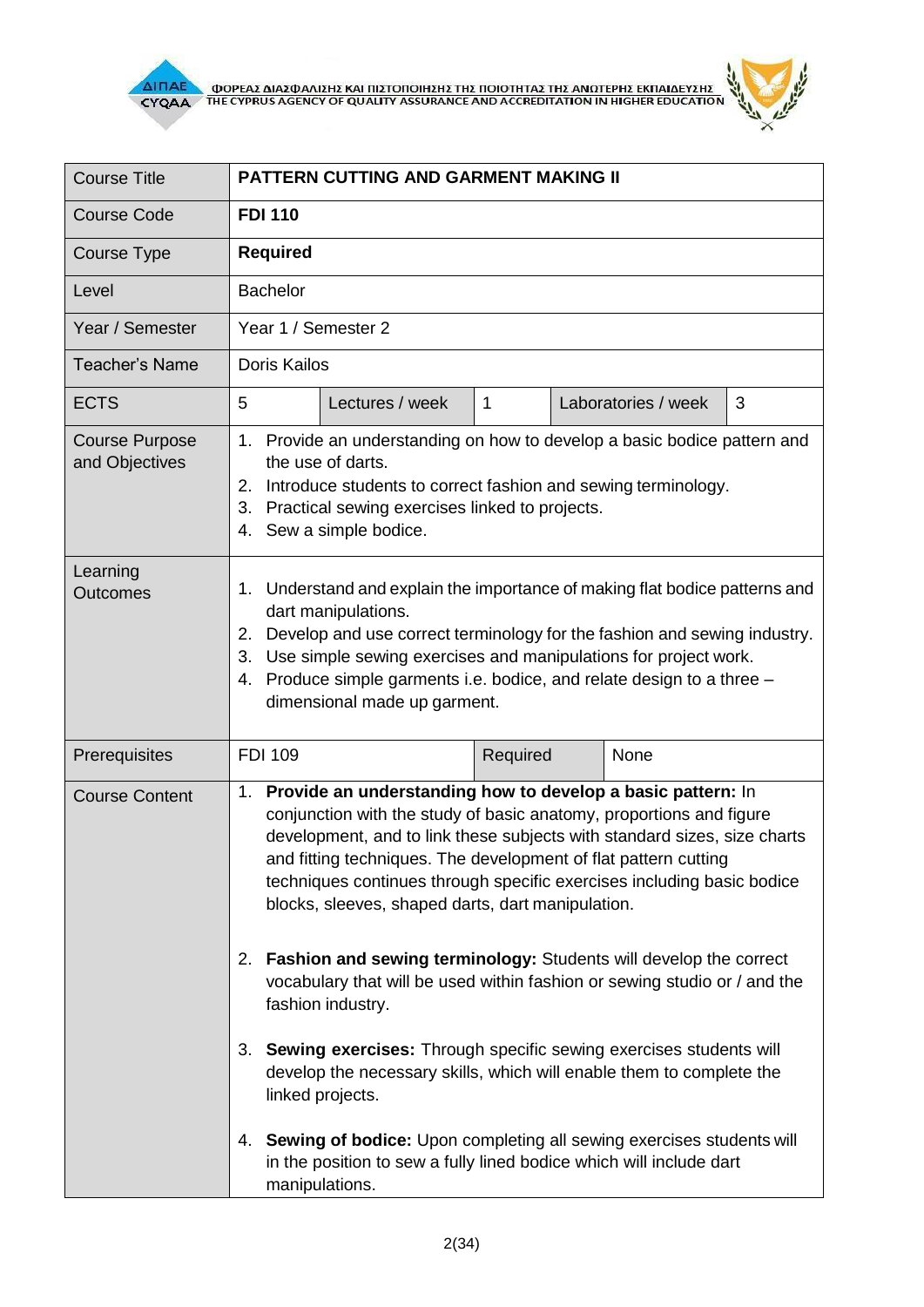| Course Title | **PATTERN CUTTING AND GARMENT MAKING II** | | | | |
|---|---|---|---|---|---|
| Course Code | **FDI 110** | | | | |
| Course Type | **Required** | | | | |
| Level | Bachelor | | | | |
| Year / Semester | Year 1 / Semester 2 | | | | |
| Teacher's Name | Doris Kailos | | | | |
| ECTS | 5 | Lectures / week | 1 | Laboratories / week | 3 |
| Course Purpose and Objectives | 1. Provide an understanding on how to develop a basic bodice pattern and the use of darts.<br>2. Introduce students to correct fashion and sewing terminology.<br>3. Practical sewing exercises linked to projects.<br>4. Sew a simple bodice. | | | | |
| Learning Outcomes | 1. Understand and explain the importance of making flat bodice patterns and dart manipulations.<br>2. Develop and use correct terminology for the fashion and sewing industry.<br>3. Use simple sewing exercises and manipulations for project work.<br>4. Produce simple garments i.e. bodice, and relate design to a three – dimensional made up garment. | | | | |
| Prerequisites | FDI 109 | | Required | None | |
| Course Content | 1. **Provide an understanding how to develop a basic pattern:** In conjunction with the study of basic anatomy, proportions and figure development, and to link these subjects with standard sizes, size charts and fitting techniques. The development of flat pattern cutting techniques continues through specific exercises including basic bodice blocks, sleeves, shaped darts, dart manipulation.<br><br>2. **Fashion and sewing terminology:** Students will develop the correct vocabulary that will be used within fashion or sewing studio or / and the fashion industry.<br><br>3. **Sewing exercises:** Through specific sewing exercises students will develop the necessary skills, which will enable them to complete the linked projects.<br><br>4. **Sewing of bodice:** Upon completing all sewing exercises students will in the position to sew a fully lined bodice which will include dart manipulations. | | | | |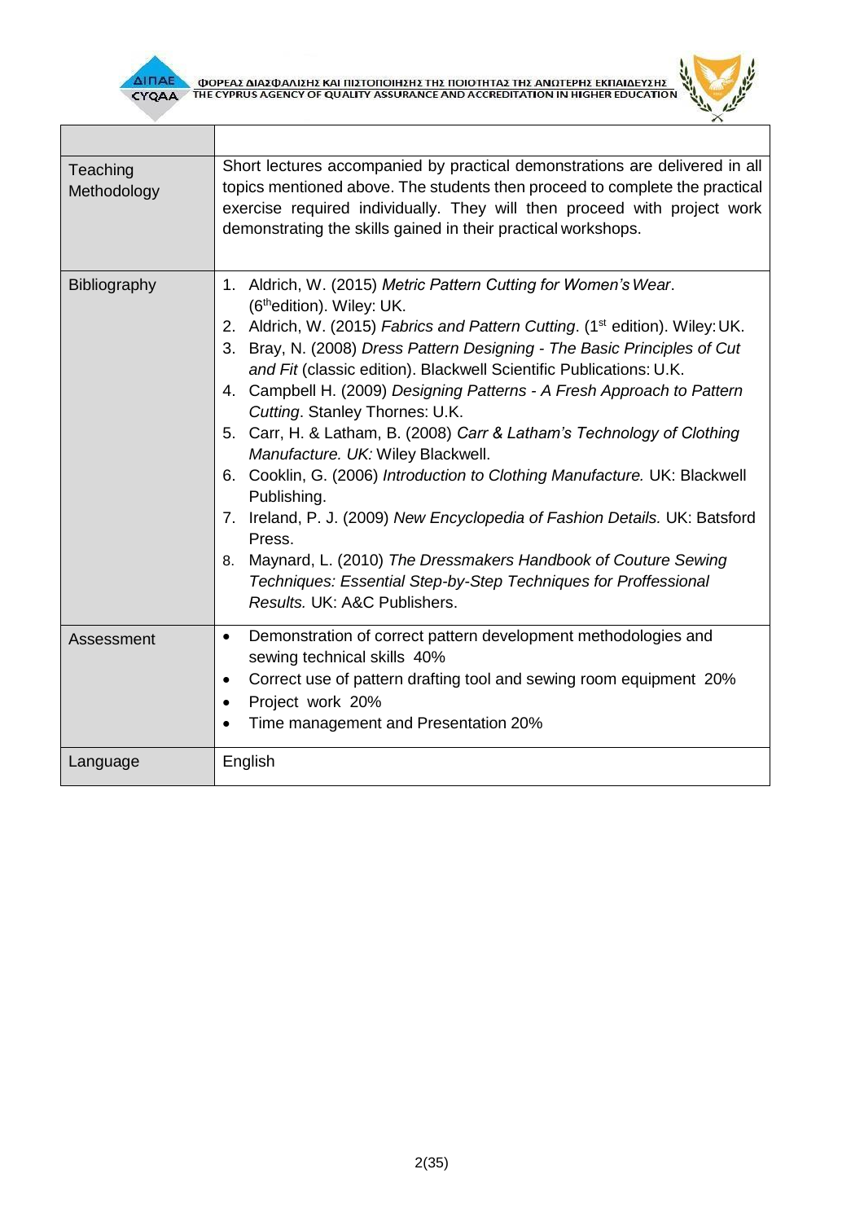| | |
|---|---|
| Teaching Methodology | Short lectures accompanied by practical demonstrations are delivered in all topics mentioned above. The students then proceed to complete the practical exercise required individually. They will then proceed with project work demonstrating the skills gained in their practical workshops. |
| Bibliography | 1. Aldrich, W. (2015) *Metric Pattern Cutting for Women's Wear*. (6th edition). Wiley: UK.<br>2. Aldrich, W. (2015) *Fabrics and Pattern Cutting*. (1st edition). Wiley: UK.<br>3. Bray, N. (2008) *Dress Pattern Designing - The Basic Principles of Cut and Fit* (classic edition). Blackwell Scientific Publications: U.K.<br>4. Campbell H. (2009) *Designing Patterns - A Fresh Approach to Pattern Cutting*. Stanley Thornes: U.K.<br>5. Carr, H. & Latham, B. (2008) *Carr & Latham's Technology of Clothing Manufacture. UK:* Wiley Blackwell.<br>6. Cooklin, G. (2006) *Introduction to Clothing Manufacture.* UK: Blackwell Publishing.<br>7. Ireland, P. J. (2009) *New Encyclopedia of Fashion Details.* UK: Batsford Press.<br>8. Maynard, L. (2010) *The Dressmakers Handbook of Couture Sewing Techniques: Essential Step-by-Step Techniques for Proffessional Results.* UK: A&C Publishers. |
| Assessment | • Demonstration of correct pattern development methodologies and sewing technical skills 40%<br>• Correct use of pattern drafting tool and sewing room equipment 20%<br>• Project work 20%<br>• Time management and Presentation 20% |
| Language | English |